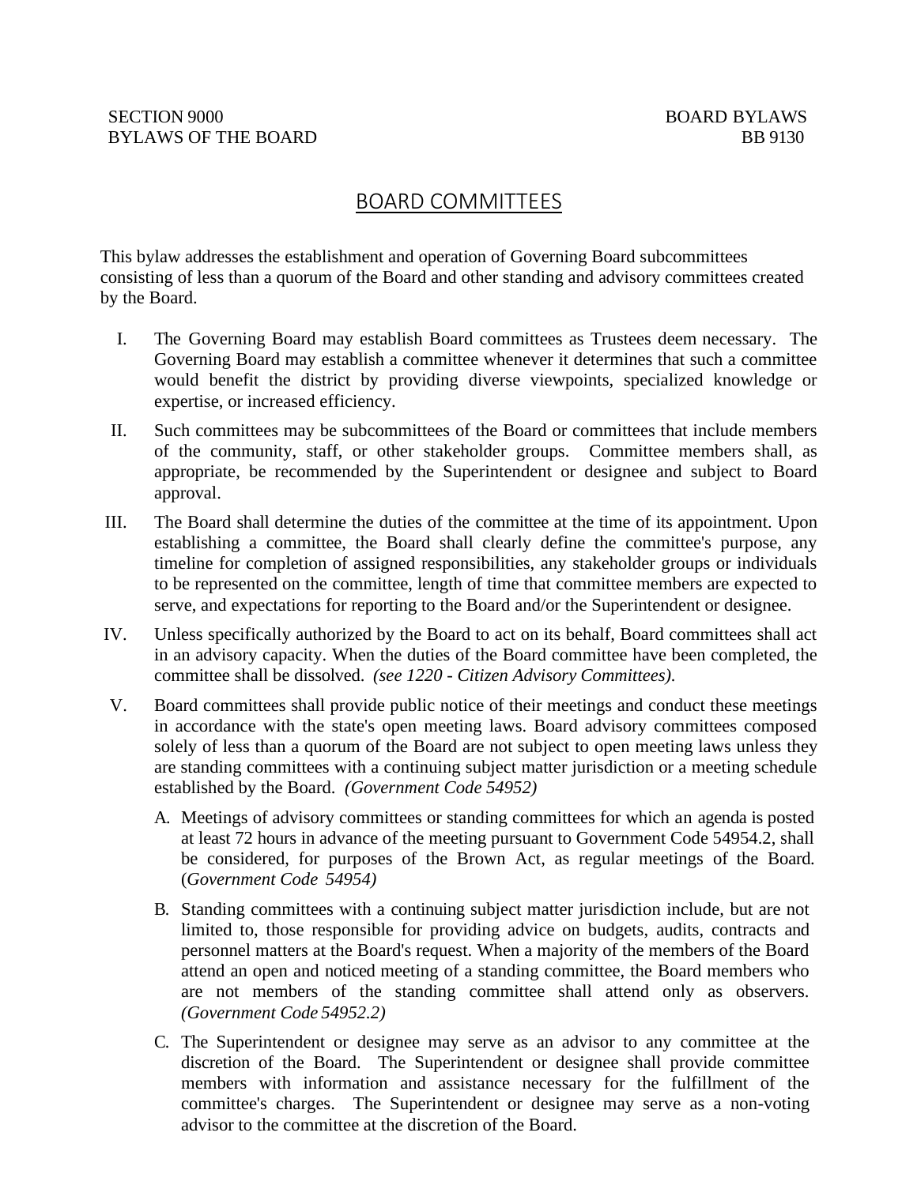SECTION 9000 BOARD BYLAWS
BYLAWS OF THE BOARD BB 9130

# BOARD COMMITTEES

This bylaw addresses the establishment and operation of Governing Board subcommittees consisting of less than a quorum of the Board and other standing and advisory committees created by the Board.

I. The Governing Board may establish Board committees as Trustees deem necessary. The Governing Board may establish a committee whenever it determines that such a committee would benefit the district by providing diverse viewpoints, specialized knowledge or expertise, or increased efficiency.

II. Such committees may be subcommittees of the Board or committees that include members of the community, staff, or other stakeholder groups. Committee members shall, as appropriate, be recommended by the Superintendent or designee and subject to Board approval.

III. The Board shall determine the duties of the committee at the time of its appointment. Upon establishing a committee, the Board shall clearly define the committee's purpose, any timeline for completion of assigned responsibilities, any stakeholder groups or individuals to be represented on the committee, length of time that committee members are expected to serve, and expectations for reporting to the Board and/or the Superintendent or designee.

IV. Unless specifically authorized by the Board to act on its behalf, Board committees shall act in an advisory capacity. When the duties of the Board committee have been completed, the committee shall be dissolved. *(see 1220 - Citizen Advisory Committees).*

V. Board committees shall provide public notice of their meetings and conduct these meetings in accordance with the state's open meeting laws. Board advisory committees composed solely of less than a quorum of the Board are not subject to open meeting laws unless they are standing committees with a continuing subject matter jurisdiction or a meeting schedule established by the Board. *(Government Code 54952)*

   A. Meetings of advisory committees or standing committees for which an agenda is posted at least 72 hours in advance of the meeting pursuant to Government Code 54954.2, shall be considered, for purposes of the Brown Act, as regular meetings of the Board. (*Government Code 54954)*

   B. Standing committees with a continuing subject matter jurisdiction include, but are not limited to, those responsible for providing advice on budgets, audits, contracts and personnel matters at the Board's request. When a majority of the members of the Board attend an open and noticed meeting of a standing committee, the Board members who are not members of the standing committee shall attend only as observers. *(Government Code 54952.2)*

   C. The Superintendent or designee may serve as an advisor to any committee at the discretion of the Board. The Superintendent or designee shall provide committee members with information and assistance necessary for the fulfillment of the committee's charges. The Superintendent or designee may serve as a non-voting advisor to the committee at the discretion of the Board.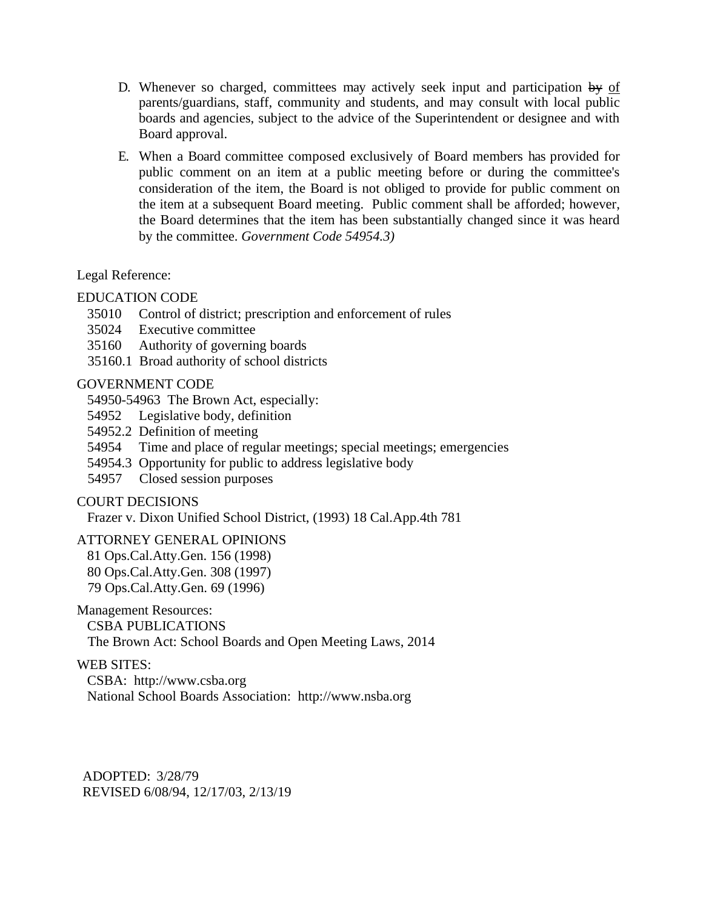D. Whenever so charged, committees may actively seek input and participation ~~by~~ <u>of</u> parents/guardians, staff, community and students, and may consult with local public boards and agencies, subject to the advice of the Superintendent or designee and with Board approval.

E. When a Board committee composed exclusively of Board members has provided for public comment on an item at a public meeting before or during the committee's consideration of the item, the Board is not obliged to provide for public comment on the item at a subsequent Board meeting. Public comment shall be afforded; however, the Board determines that the item has been substantially changed since it was heard by the committee. *Government Code 54954.3)*

Legal Reference:

EDUCATION CODE

35010 Control of district; prescription and enforcement of rules
35024 Executive committee
35160 Authority of governing boards
35160.1 Broad authority of school districts

GOVERNMENT CODE

54950-54963 The Brown Act, especially:
54952 Legislative body, definition
54952.2 Definition of meeting
54954 Time and place of regular meetings; special meetings; emergencies
54954.3 Opportunity for public to address legislative body
54957 Closed session purposes

COURT DECISIONS

Frazer v. Dixon Unified School District, (1993) 18 Cal.App.4th 781

ATTORNEY GENERAL OPINIONS

81 Ops.Cal.Atty.Gen. 156 (1998)
80 Ops.Cal.Atty.Gen. 308 (1997)
79 Ops.Cal.Atty.Gen. 69 (1996)

Management Resources:

CSBA PUBLICATIONS

The Brown Act: School Boards and Open Meeting Laws, 2014

WEB SITES:

CSBA: http://www.csba.org
National School Boards Association: http://www.nsba.org

ADOPTED: 3/28/79
REVISED 6/08/94, 12/17/03, 2/13/19